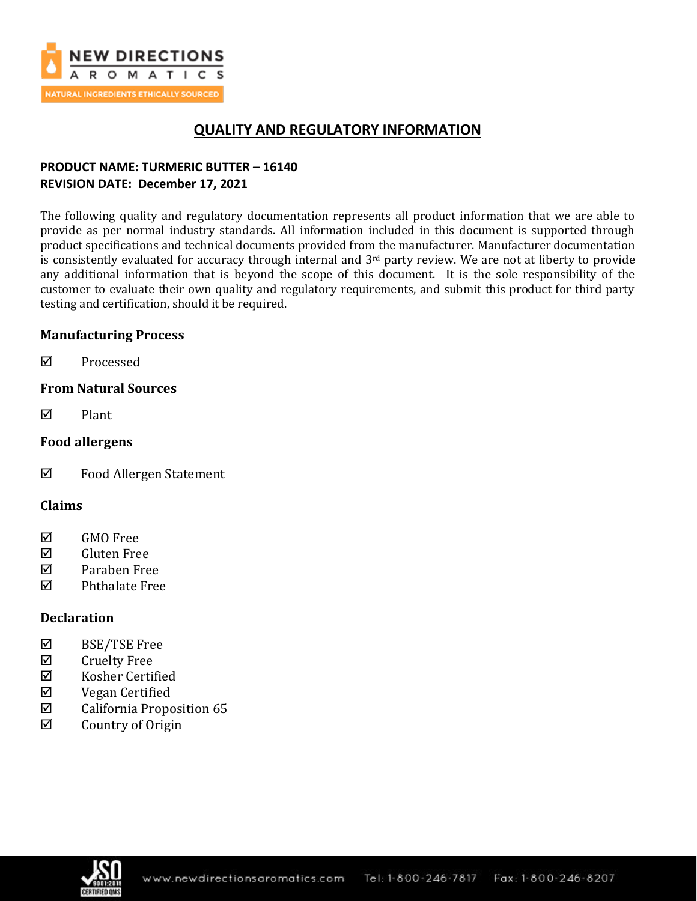NEW DIRECTIONS AROMATICS

NATURAL INGREDIENTS ETHICALLY SOURCED

## QUALITY AND REGULATORY INFORMATION

**PRODUCT NAME: TURMERIC BUTTER – 16140**
**REVISION DATE: December 17, 2021**

The following quality and regulatory documentation represents all product information that we are able to provide as per normal industry standards. All information included in this document is supported through product specifications and technical documents provided from the manufacturer. Manufacturer documentation is consistently evaluated for accuracy through internal and 3rd party review. We are not at liberty to provide any additional information that is beyond the scope of this document. It is the sole responsibility of the customer to evaluate their own quality and regulatory requirements, and submit this product for third party testing and certification, should it be required.

### Manufacturing Process

- ☑ Processed

### From Natural Sources

- ☑ Plant

### Food allergens

- ☑ Food Allergen Statement

### Claims

- ☑ GMO Free
- ☑ Gluten Free
- ☑ Paraben Free
- ☑ Phthalate Free

### Declaration

- ☑ BSE/TSE Free
- ☑ Cruelty Free
- ☑ Kosher Certified
- ☑ Vegan Certified
- ☑ California Proposition 65
- ☑ Country of Origin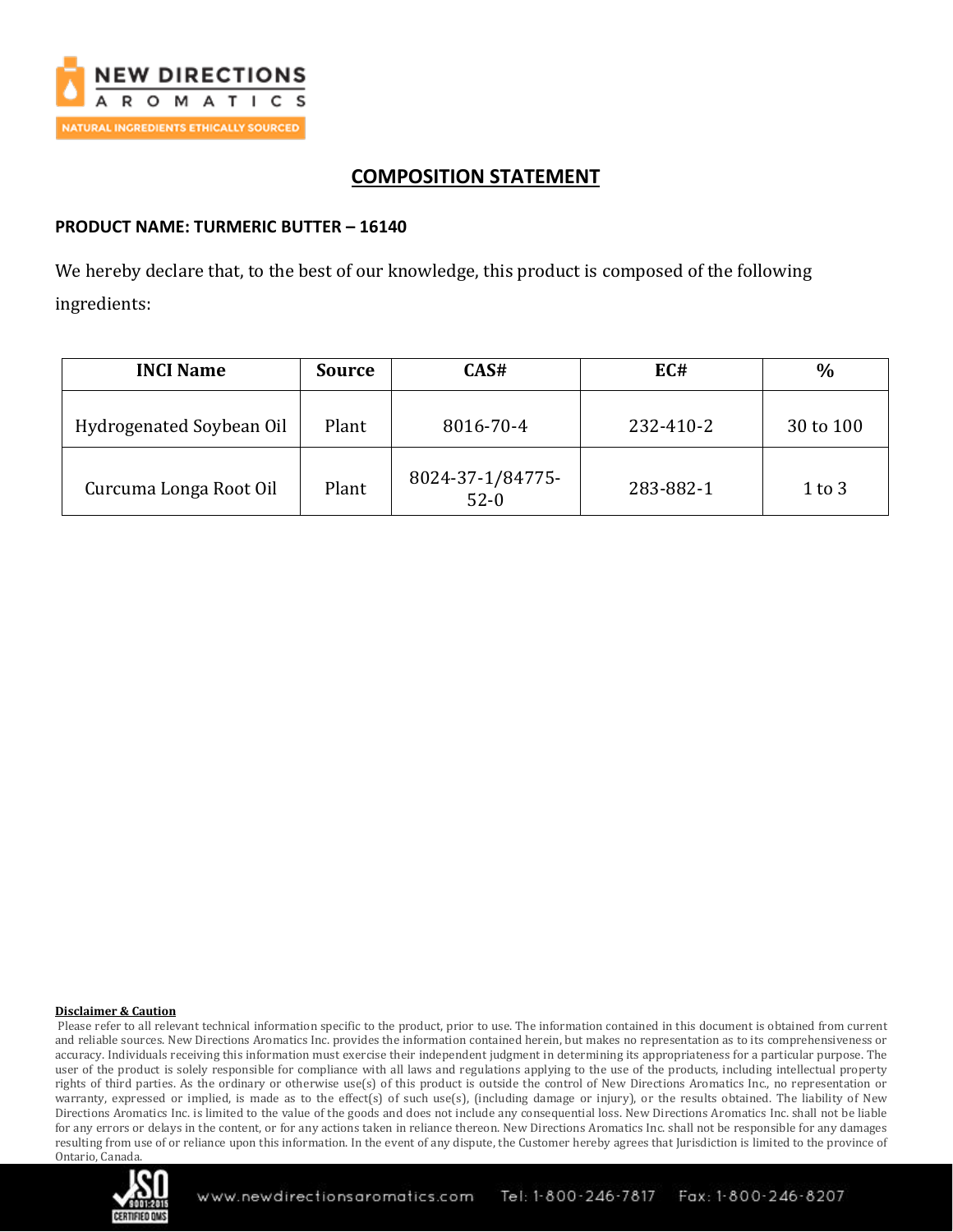## COMPOSITION STATEMENT

**PRODUCT NAME: TURMERIC BUTTER – 16140**

We hereby declare that, to the best of our knowledge, this product is composed of the following ingredients:

| INCI Name | Source | CAS# | EC# | % |
|---|---|---|---|---|
| Hydrogenated Soybean Oil | Plant | 8016-70-4 | 232-410-2 | 30 to 100 |
| Curcuma Longa Root Oil | Plant | 8024-37-1/84775-52-0 | 283-882-1 | 1 to 3 |

**Disclaimer & Caution**

Please refer to all relevant technical information specific to the product, prior to use. The information contained in this document is obtained from current and reliable sources. New Directions Aromatics Inc. provides the information contained herein, but makes no representation as to its comprehensiveness or accuracy. Individuals receiving this information must exercise their independent judgment in determining its appropriateness for a particular purpose. The user of the product is solely responsible for compliance with all laws and regulations applying to the use of the products, including intellectual property rights of third parties. As the ordinary or otherwise use(s) of this product is outside the control of New Directions Aromatics Inc., no representation or warranty, expressed or implied, is made as to the effect(s) of such use(s), (including damage or injury), or the results obtained. The liability of New Directions Aromatics Inc. is limited to the value of the goods and does not include any consequential loss. New Directions Aromatics Inc. shall not be liable for any errors or delays in the content, or for any actions taken in reliance thereon. New Directions Aromatics Inc. shall not be responsible for any damages resulting from use of or reliance upon this information. In the event of any dispute, the Customer hereby agrees that Jurisdiction is limited to the province of Ontario, Canada.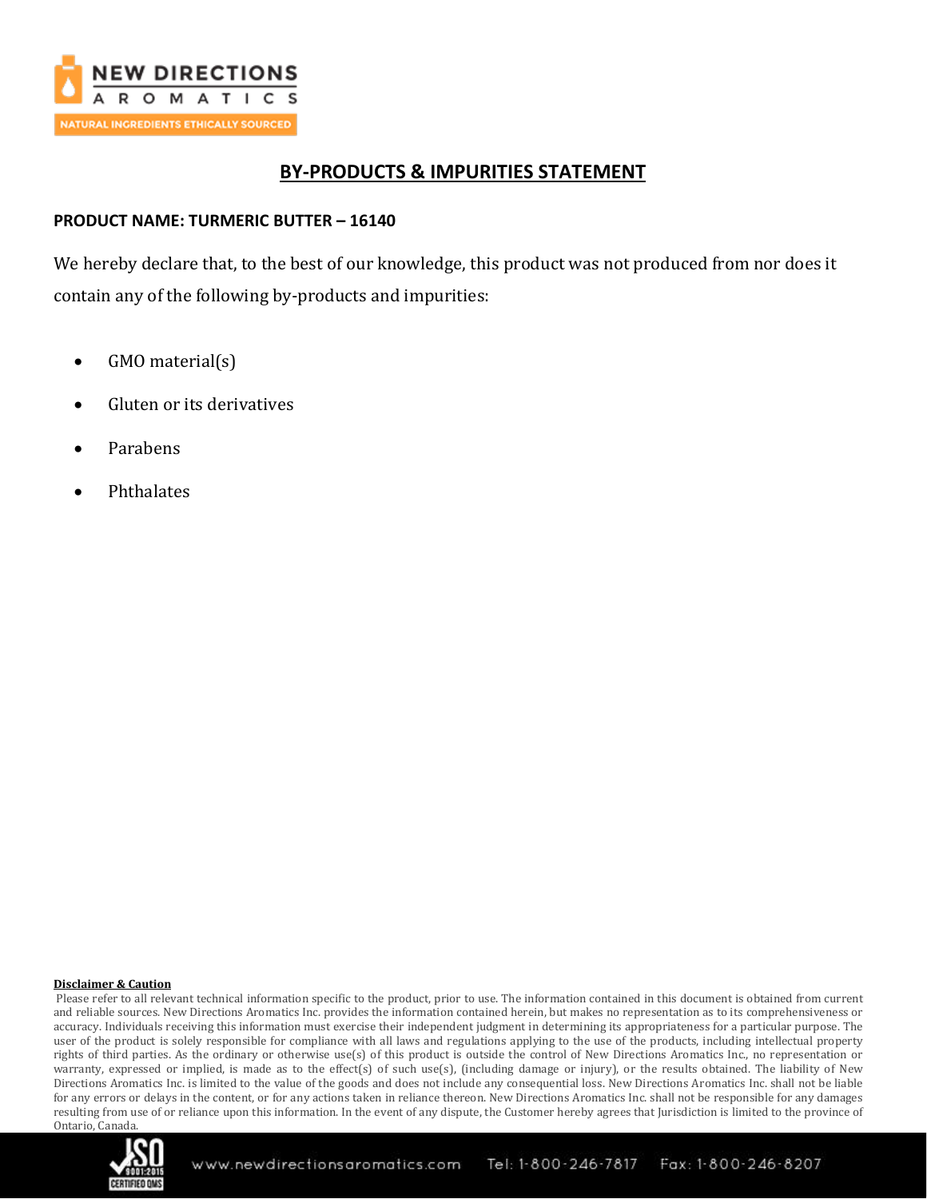# BY-PRODUCTS & IMPURITIES STATEMENT

**PRODUCT NAME: TURMERIC BUTTER – 16140**

We hereby declare that, to the best of our knowledge, this product was not produced from nor does it contain any of the following by-products and impurities:

- GMO material(s)
- Gluten or its derivatives
- Parabens
- Phthalates

**Disclaimer & Caution**

Please refer to all relevant technical information specific to the product, prior to use. The information contained in this document is obtained from current and reliable sources. New Directions Aromatics Inc. provides the information contained herein, but makes no representation as to its comprehensiveness or accuracy. Individuals receiving this information must exercise their independent judgment in determining its appropriateness for a particular purpose. The user of the product is solely responsible for compliance with all laws and regulations applying to the use of the products, including intellectual property rights of third parties. As the ordinary or otherwise use(s) of this product is outside the control of New Directions Aromatics Inc., no representation or warranty, expressed or implied, is made as to the effect(s) of such use(s), (including damage or injury), or the results obtained. The liability of New Directions Aromatics Inc. is limited to the value of the goods and does not include any consequential loss. New Directions Aromatics Inc. shall not be liable for any errors or delays in the content, or for any actions taken in reliance thereon. New Directions Aromatics Inc. shall not be responsible for any damages resulting from use of or reliance upon this information. In the event of any dispute, the Customer hereby agrees that Jurisdiction is limited to the province of Ontario, Canada.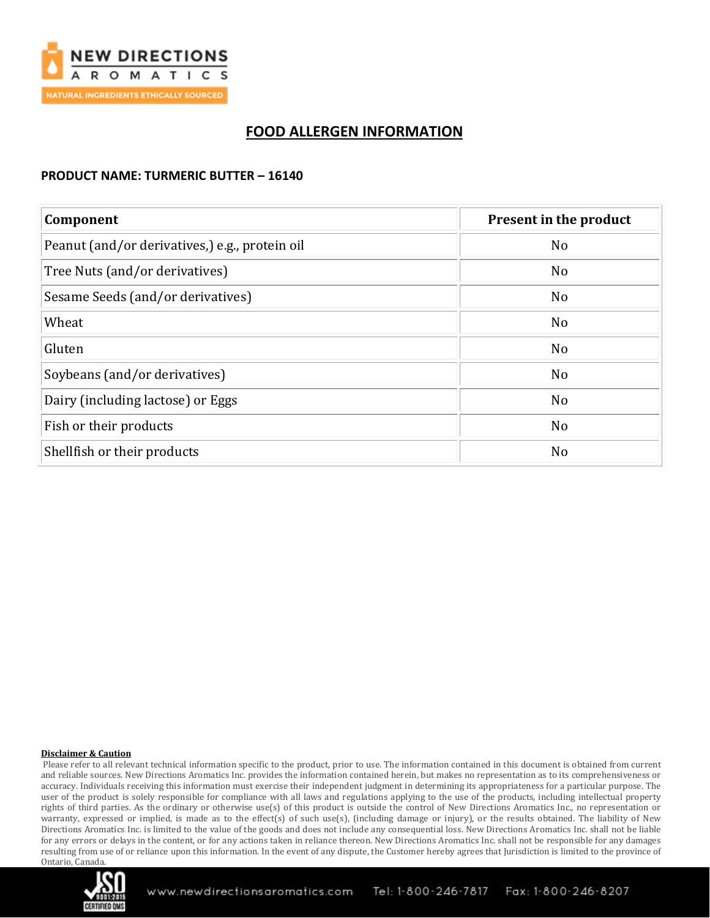# FOOD ALLERGEN INFORMATION

**PRODUCT NAME: TURMERIC BUTTER – 16140**

| Component | Present in the product |
|---|---|
| Peanut (and/or derivatives,) e.g., protein oil | No |
| Tree Nuts (and/or derivatives) | No |
| Sesame Seeds (and/or derivatives) | No |
| Wheat | No |
| Gluten | No |
| Soybeans (and/or derivatives) | No |
| Dairy (including lactose) or Eggs | No |
| Fish or their products | No |
| Shellfish or their products | No |

**Disclaimer & Caution**

Please refer to all relevant technical information specific to the product, prior to use. The information contained in this document is obtained from current and reliable sources. New Directions Aromatics Inc. provides the information contained herein, but makes no representation as to its comprehensiveness or accuracy. Individuals receiving this information must exercise their independent judgment in determining its appropriateness for a particular purpose. The user of the product is solely responsible for compliance with all laws and regulations applying to the use of the products, including intellectual property rights of third parties. As the ordinary or otherwise use(s) of this product is outside the control of New Directions Aromatics Inc., no representation or warranty, expressed or implied, is made as to the effect(s) of such use(s), (including damage or injury), or the results obtained. The liability of New Directions Aromatics Inc. is limited to the value of the goods and does not include any consequential loss. New Directions Aromatics Inc. shall not be liable for any errors or delays in the content, or for any actions taken in reliance thereon. New Directions Aromatics Inc. shall not be responsible for any damages resulting from use of or reliance upon this information. In the event of any dispute, the Customer hereby agrees that Jurisdiction is limited to the province of Ontario, Canada.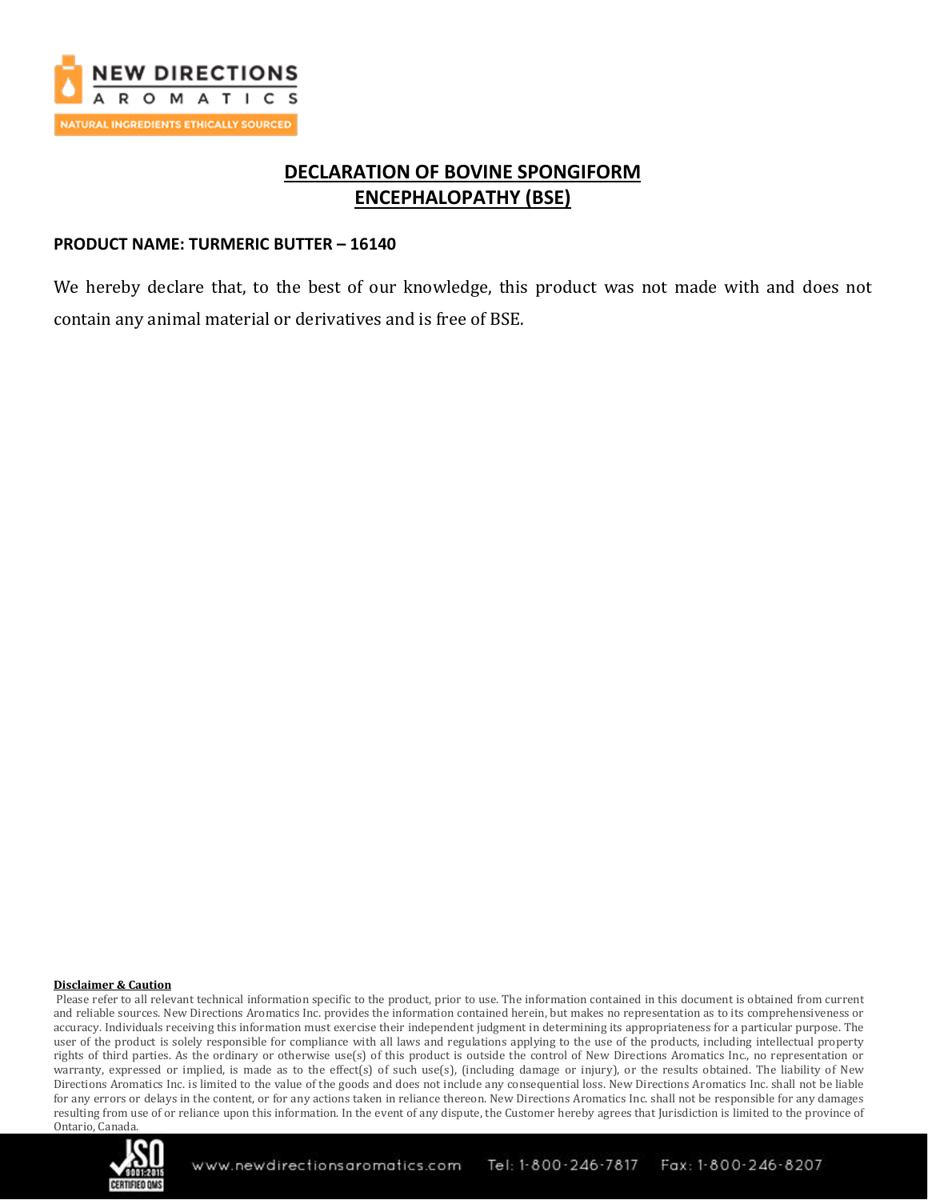# DECLARATION OF BOVINE SPONGIFORM ENCEPHALOPATHY (BSE)

**PRODUCT NAME: TURMERIC BUTTER – 16140**

We hereby declare that, to the best of our knowledge, this product was not made with and does not contain any animal material or derivatives and is free of BSE.

**Disclaimer & Caution**

Please refer to all relevant technical information specific to the product, prior to use. The information contained in this document is obtained from current and reliable sources. New Directions Aromatics Inc. provides the information contained herein, but makes no representation as to its comprehensiveness or accuracy. Individuals receiving this information must exercise their independent judgment in determining its appropriateness for a particular purpose. The user of the product is solely responsible for compliance with all laws and regulations applying to the use of the products, including intellectual property rights of third parties. As the ordinary or otherwise use(s) of this product is outside the control of New Directions Aromatics Inc., no representation or warranty, expressed or implied, is made as to the effect(s) of such use(s), (including damage or injury), or the results obtained. The liability of New Directions Aromatics Inc. is limited to the value of the goods and does not include any consequential loss. New Directions Aromatics Inc. shall not be liable for any errors or delays in the content, or for any actions taken in reliance thereon. New Directions Aromatics Inc. shall not be responsible for any damages resulting from use of or reliance upon this information. In the event of any dispute, the Customer hereby agrees that Jurisdiction is limited to the province of Ontario, Canada.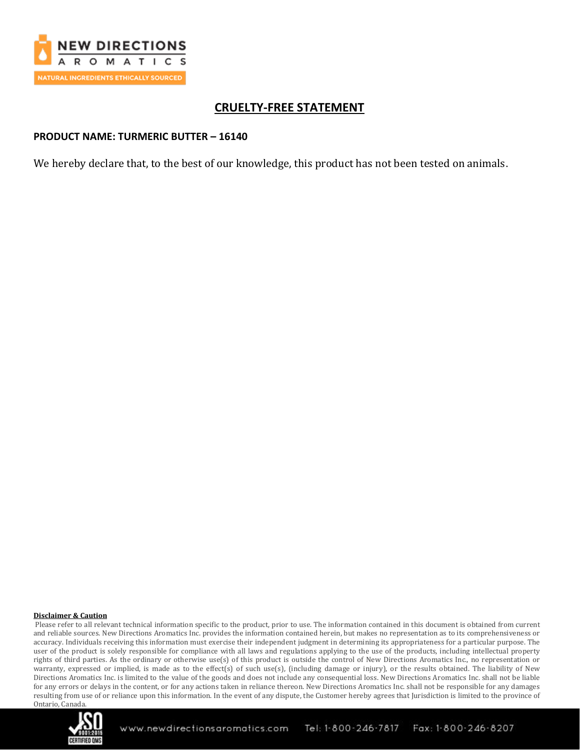# CRUELTY-FREE STATEMENT

**PRODUCT NAME: TURMERIC BUTTER – 16140**

We hereby declare that, to the best of our knowledge, this product has not been tested on animals.

**Disclaimer & Caution**

Please refer to all relevant technical information specific to the product, prior to use. The information contained in this document is obtained from current and reliable sources. New Directions Aromatics Inc. provides the information contained herein, but makes no representation as to its comprehensiveness or accuracy. Individuals receiving this information must exercise their independent judgment in determining its appropriateness for a particular purpose. The user of the product is solely responsible for compliance with all laws and regulations applying to the use of the products, including intellectual property rights of third parties. As the ordinary or otherwise use(s) of this product is outside the control of New Directions Aromatics Inc., no representation or warranty, expressed or implied, is made as to the effect(s) of such use(s), (including damage or injury), or the results obtained. The liability of New Directions Aromatics Inc. is limited to the value of the goods and does not include any consequential loss. New Directions Aromatics Inc. shall not be liable for any errors or delays in the content, or for any actions taken in reliance thereon. New Directions Aromatics Inc. shall not be responsible for any damages resulting from use of or reliance upon this information. In the event of any dispute, the Customer hereby agrees that Jurisdiction is limited to the province of Ontario, Canada.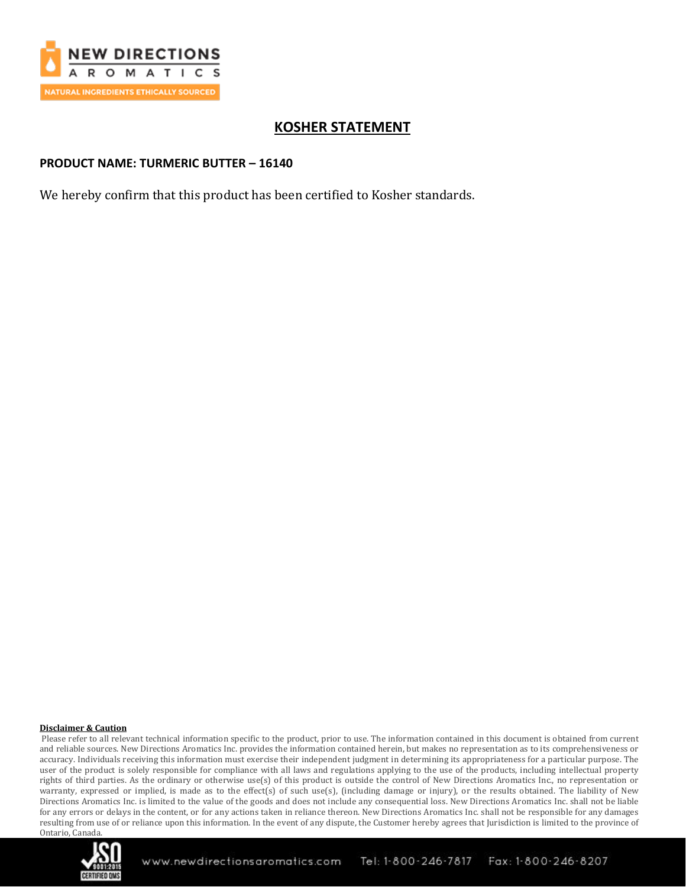# KOSHER STATEMENT

**PRODUCT NAME: TURMERIC BUTTER – 16140**

We hereby confirm that this product has been certified to Kosher standards.

**Disclaimer & Caution**

Please refer to all relevant technical information specific to the product, prior to use. The information contained in this document is obtained from current and reliable sources. New Directions Aromatics Inc. provides the information contained herein, but makes no representation as to its comprehensiveness or accuracy. Individuals receiving this information must exercise their independent judgment in determining its appropriateness for a particular purpose. The user of the product is solely responsible for compliance with all laws and regulations applying to the use of the products, including intellectual property rights of third parties. As the ordinary or otherwise use(s) of this product is outside the control of New Directions Aromatics Inc., no representation or warranty, expressed or implied, is made as to the effect(s) of such use(s), (including damage or injury), or the results obtained. The liability of New Directions Aromatics Inc. is limited to the value of the goods and does not include any consequential loss. New Directions Aromatics Inc. shall not be liable for any errors or delays in the content, or for any actions taken in reliance thereon. New Directions Aromatics Inc. shall not be responsible for any damages resulting from use of or reliance upon this information. In the event of any dispute, the Customer hereby agrees that Jurisdiction is limited to the province of Ontario, Canada.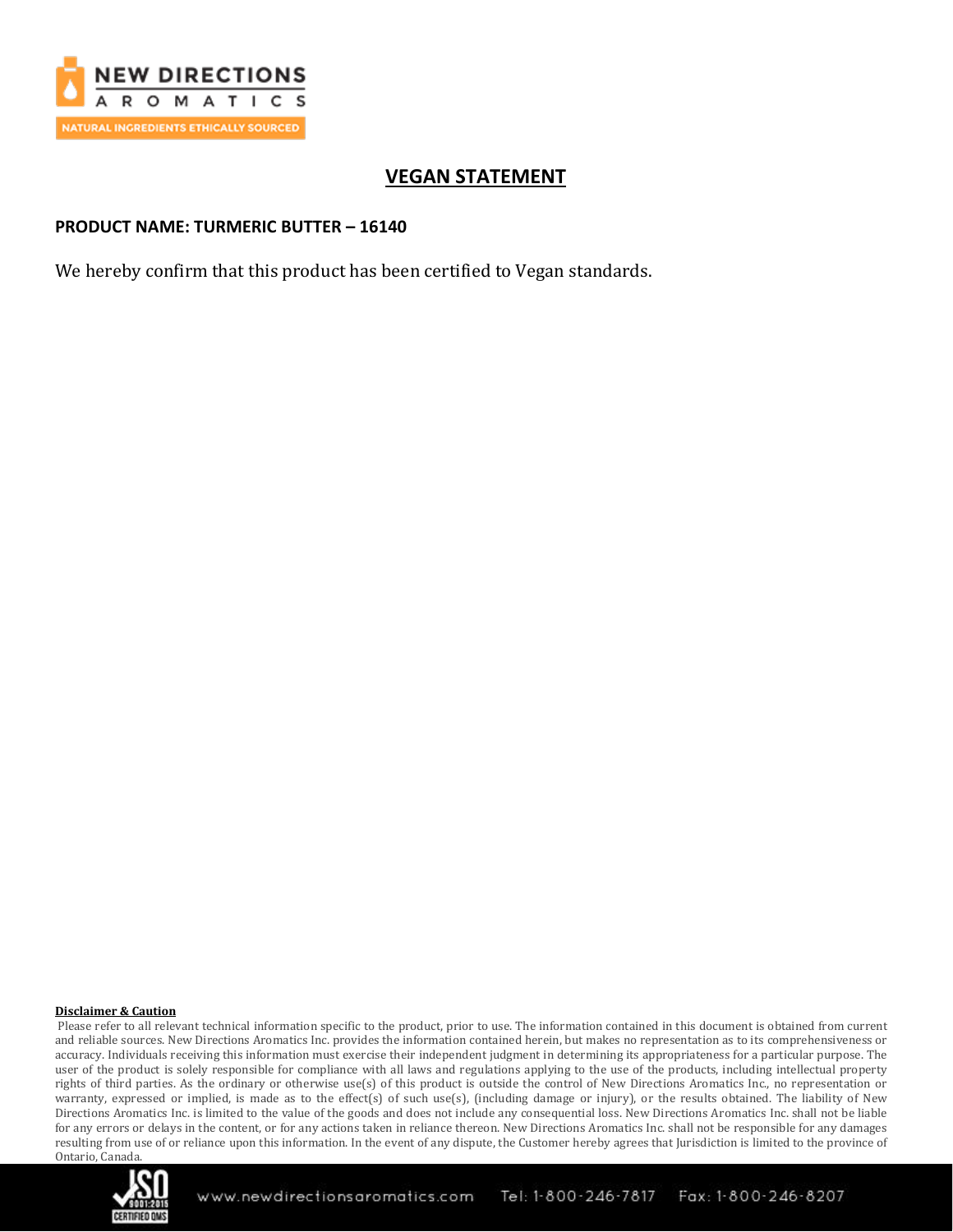# VEGAN STATEMENT

**PRODUCT NAME: TURMERIC BUTTER – 16140**

We hereby confirm that this product has been certified to Vegan standards.

**Disclaimer & Caution**

Please refer to all relevant technical information specific to the product, prior to use. The information contained in this document is obtained from current and reliable sources. New Directions Aromatics Inc. provides the information contained herein, but makes no representation as to its comprehensiveness or accuracy. Individuals receiving this information must exercise their independent judgment in determining its appropriateness for a particular purpose. The user of the product is solely responsible for compliance with all laws and regulations applying to the use of the products, including intellectual property rights of third parties. As the ordinary or otherwise use(s) of this product is outside the control of New Directions Aromatics Inc., no representation or warranty, expressed or implied, is made as to the effect(s) of such use(s), (including damage or injury), or the results obtained. The liability of New Directions Aromatics Inc. is limited to the value of the goods and does not include any consequential loss. New Directions Aromatics Inc. shall not be liable for any errors or delays in the content, or for any actions taken in reliance thereon. New Directions Aromatics Inc. shall not be responsible for any damages resulting from use of or reliance upon this information. In the event of any dispute, the Customer hereby agrees that Jurisdiction is limited to the province of Ontario, Canada.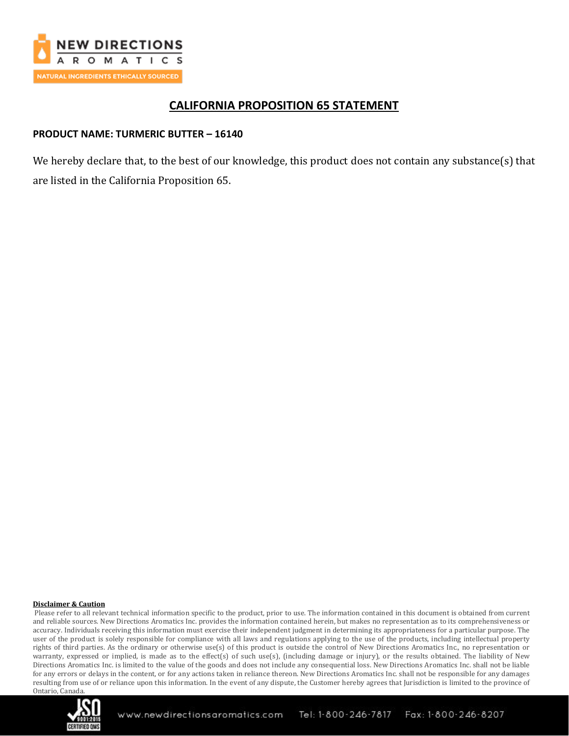## CALIFORNIA PROPOSITION 65 STATEMENT

**PRODUCT NAME: TURMERIC BUTTER – 16140**

We hereby declare that, to the best of our knowledge, this product does not contain any substance(s) that are listed in the California Proposition 65.

**Disclaimer & Caution**

Please refer to all relevant technical information specific to the product, prior to use. The information contained in this document is obtained from current and reliable sources. New Directions Aromatics Inc. provides the information contained herein, but makes no representation as to its comprehensiveness or accuracy. Individuals receiving this information must exercise their independent judgment in determining its appropriateness for a particular purpose. The user of the product is solely responsible for compliance with all laws and regulations applying to the use of the products, including intellectual property rights of third parties. As the ordinary or otherwise use(s) of this product is outside the control of New Directions Aromatics Inc., no representation or warranty, expressed or implied, is made as to the effect(s) of such use(s), (including damage or injury), or the results obtained. The liability of New Directions Aromatics Inc. is limited to the value of the goods and does not include any consequential loss. New Directions Aromatics Inc. shall not be liable for any errors or delays in the content, or for any actions taken in reliance thereon. New Directions Aromatics Inc. shall not be responsible for any damages resulting from use of or reliance upon this information. In the event of any dispute, the Customer hereby agrees that Jurisdiction is limited to the province of Ontario, Canada.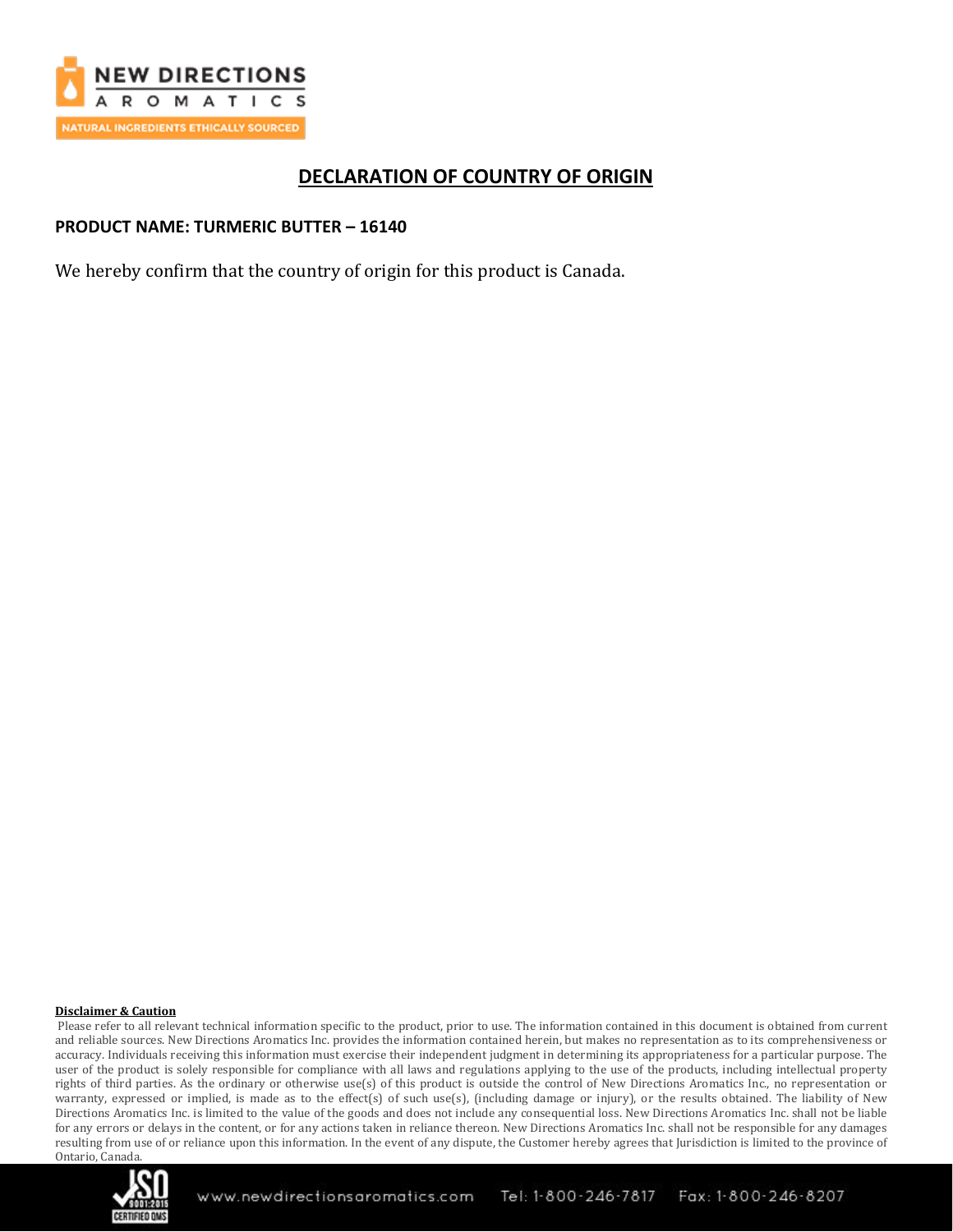# DECLARATION OF COUNTRY OF ORIGIN

**PRODUCT NAME: TURMERIC BUTTER – 16140**

We hereby confirm that the country of origin for this product is Canada.

**Disclaimer & Caution**

Please refer to all relevant technical information specific to the product, prior to use. The information contained in this document is obtained from current and reliable sources. New Directions Aromatics Inc. provides the information contained herein, but makes no representation as to its comprehensiveness or accuracy. Individuals receiving this information must exercise their independent judgment in determining its appropriateness for a particular purpose. The user of the product is solely responsible for compliance with all laws and regulations applying to the use of the products, including intellectual property rights of third parties. As the ordinary or otherwise use(s) of this product is outside the control of New Directions Aromatics Inc., no representation or warranty, expressed or implied, is made as to the effect(s) of such use(s), (including damage or injury), or the results obtained. The liability of New Directions Aromatics Inc. is limited to the value of the goods and does not include any consequential loss. New Directions Aromatics Inc. shall not be liable for any errors or delays in the content, or for any actions taken in reliance thereon. New Directions Aromatics Inc. shall not be responsible for any damages resulting from use of or reliance upon this information. In the event of any dispute, the Customer hereby agrees that Jurisdiction is limited to the province of Ontario, Canada.